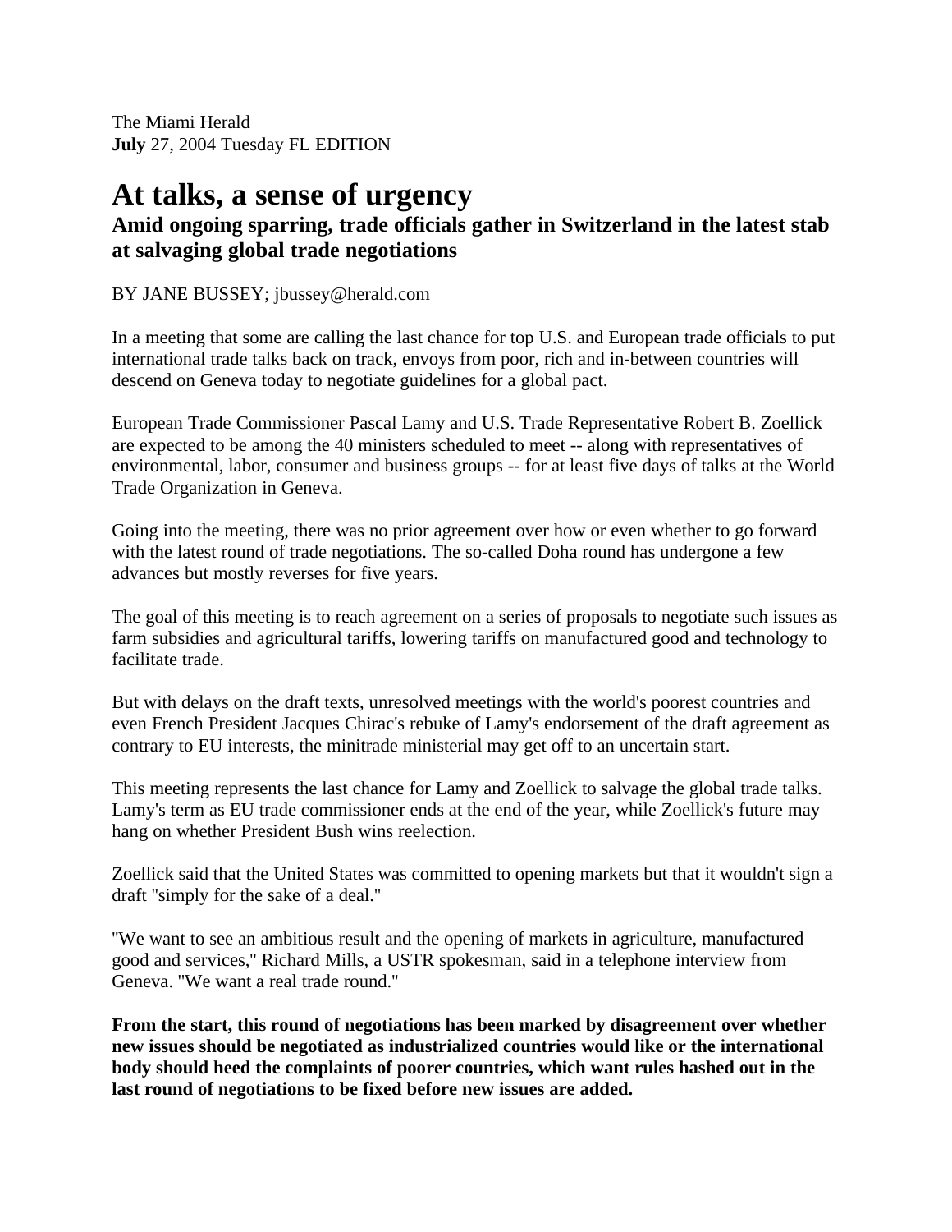The Miami Herald
**July** 27, 2004 Tuesday FL EDITION

# At talks, a sense of urgency

## Amid ongoing sparring, trade officials gather in Switzerland in the latest stab at salvaging global trade negotiations

BY JANE BUSSEY; jbussey@herald.com

In a meeting that some are calling the last chance for top U.S. and European trade officials to put international trade talks back on track, envoys from poor, rich and in-between countries will descend on Geneva today to negotiate guidelines for a global pact.

European Trade Commissioner Pascal Lamy and U.S. Trade Representative Robert B. Zoellick are expected to be among the 40 ministers scheduled to meet -- along with representatives of environmental, labor, consumer and business groups -- for at least five days of talks at the World Trade Organization in Geneva.

Going into the meeting, there was no prior agreement over how or even whether to go forward with the latest round of trade negotiations. The so-called Doha round has undergone a few advances but mostly reverses for five years.

The goal of this meeting is to reach agreement on a series of proposals to negotiate such issues as farm subsidies and agricultural tariffs, lowering tariffs on manufactured good and technology to facilitate trade.

But with delays on the draft texts, unresolved meetings with the world's poorest countries and even French President Jacques Chirac's rebuke of Lamy's endorsement of the draft agreement as contrary to EU interests, the minitrade ministerial may get off to an uncertain start.

This meeting represents the last chance for Lamy and Zoellick to salvage the global trade talks. Lamy's term as EU trade commissioner ends at the end of the year, while Zoellick's future may hang on whether President Bush wins reelection.

Zoellick said that the United States was committed to opening markets but that it wouldn't sign a draft "simply for the sake of a deal."

"We want to see an ambitious result and the opening of markets in agriculture, manufactured good and services," Richard Mills, a USTR spokesman, said in a telephone interview from Geneva. "We want a real trade round."

**From the start, this round of negotiations has been marked by disagreement over whether new issues should be negotiated as industrialized countries would like or the international body should heed the complaints of poorer countries, which want rules hashed out in the last round of negotiations to be fixed before new issues are added.**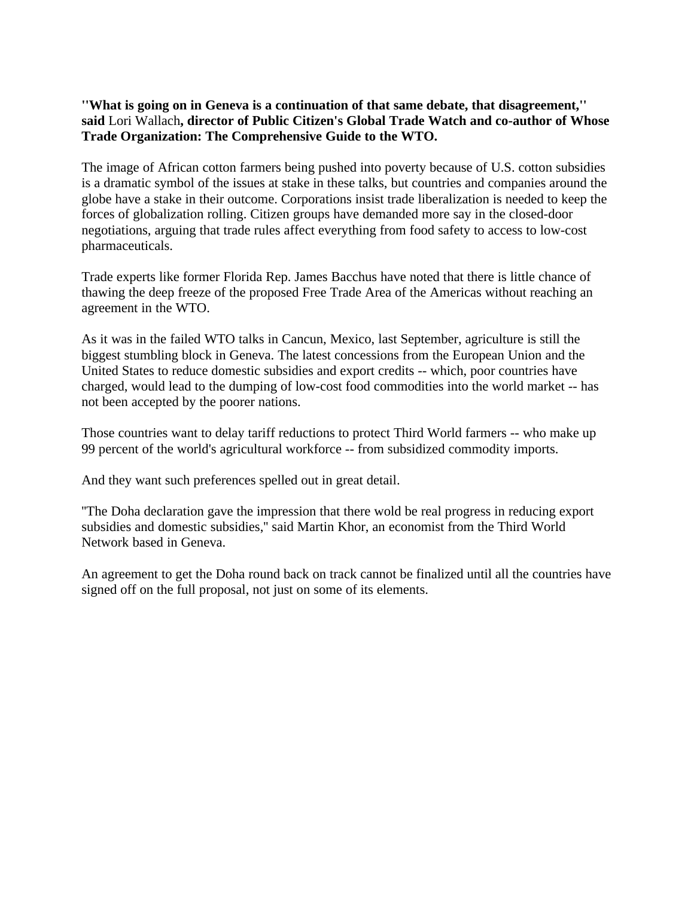**''What is going on in Geneva is a continuation of that same debate, that disagreement,'' said** Lori Wallach**, director of Public Citizen's Global Trade Watch and co-author of Whose Trade Organization: The Comprehensive Guide to the WTO.**

The image of African cotton farmers being pushed into poverty because of U.S. cotton subsidies is a dramatic symbol of the issues at stake in these talks, but countries and companies around the globe have a stake in their outcome. Corporations insist trade liberalization is needed to keep the forces of globalization rolling. Citizen groups have demanded more say in the closed-door negotiations, arguing that trade rules affect everything from food safety to access to low-cost pharmaceuticals.

Trade experts like former Florida Rep. James Bacchus have noted that there is little chance of thawing the deep freeze of the proposed Free Trade Area of the Americas without reaching an agreement in the WTO.

As it was in the failed WTO talks in Cancun, Mexico, last September, agriculture is still the biggest stumbling block in Geneva. The latest concessions from the European Union and the United States to reduce domestic subsidies and export credits -- which, poor countries have charged, would lead to the dumping of low-cost food commodities into the world market -- has not been accepted by the poorer nations.

Those countries want to delay tariff reductions to protect Third World farmers -- who make up 99 percent of the world's agricultural workforce -- from subsidized commodity imports.

And they want such preferences spelled out in great detail.

"The Doha declaration gave the impression that there wold be real progress in reducing export subsidies and domestic subsidies," said Martin Khor, an economist from the Third World Network based in Geneva.

An agreement to get the Doha round back on track cannot be finalized until all the countries have signed off on the full proposal, not just on some of its elements.